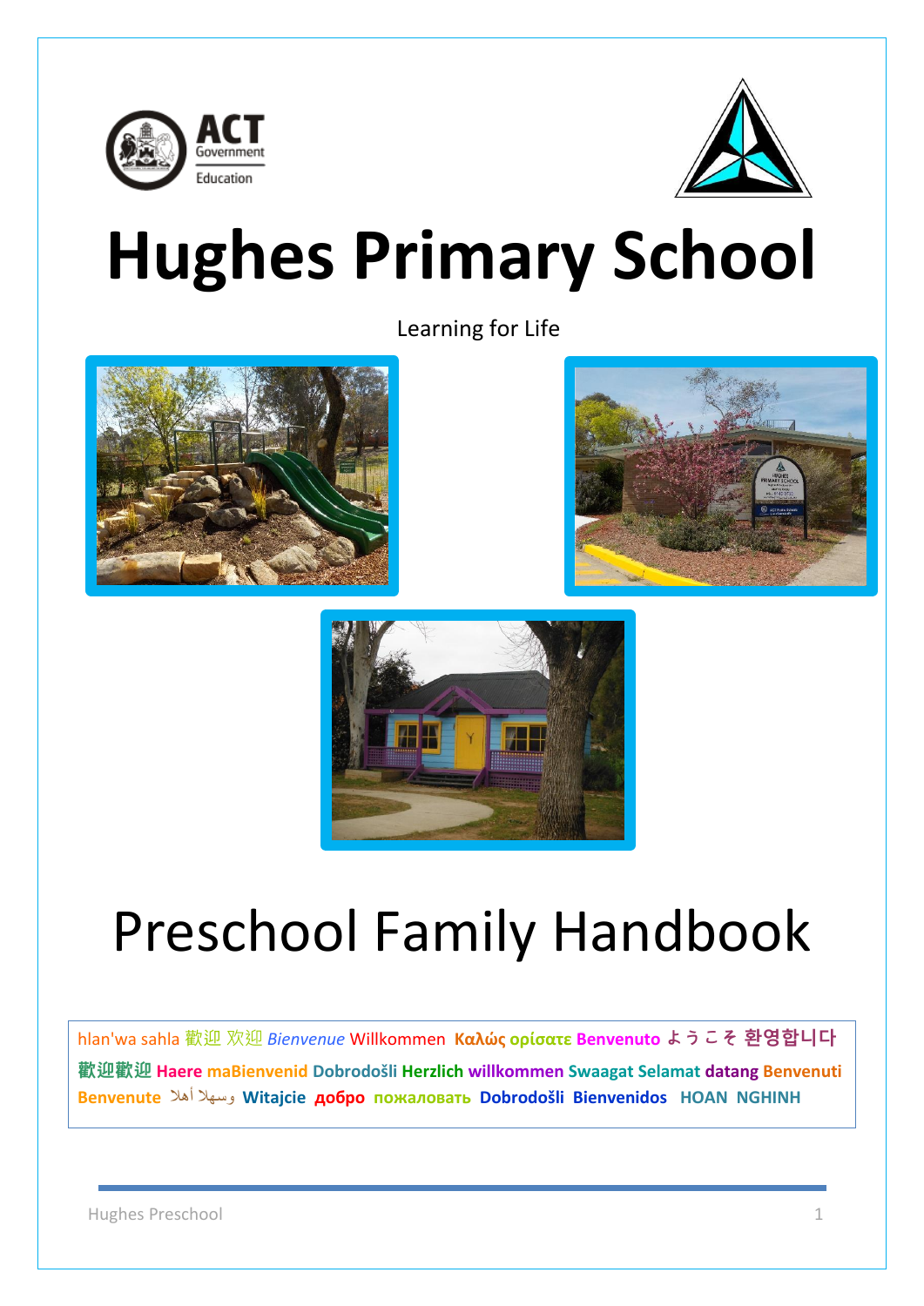# Hughes Primary School

Learning for Life

# Preschool Family Handbook

hlan'wa sahla 歡迎 欢迎 *Bienvenue* Willkommen **Καλώς ορίσατε** **Benvenuto** **ようこそ** **환영합니다** **歡迎歡迎** **Haere** **maBienvenid** **Dobrodošli** **Herzlich** **willkommen** **Swaagat** **Selamat** **datang** **Benvenuti** **Benvenute** وسهلا أهلا **Witajcie** **добро** **пожаловать** **Dobrodošli** **Bienvenidos** **HOAN** **NGHINH**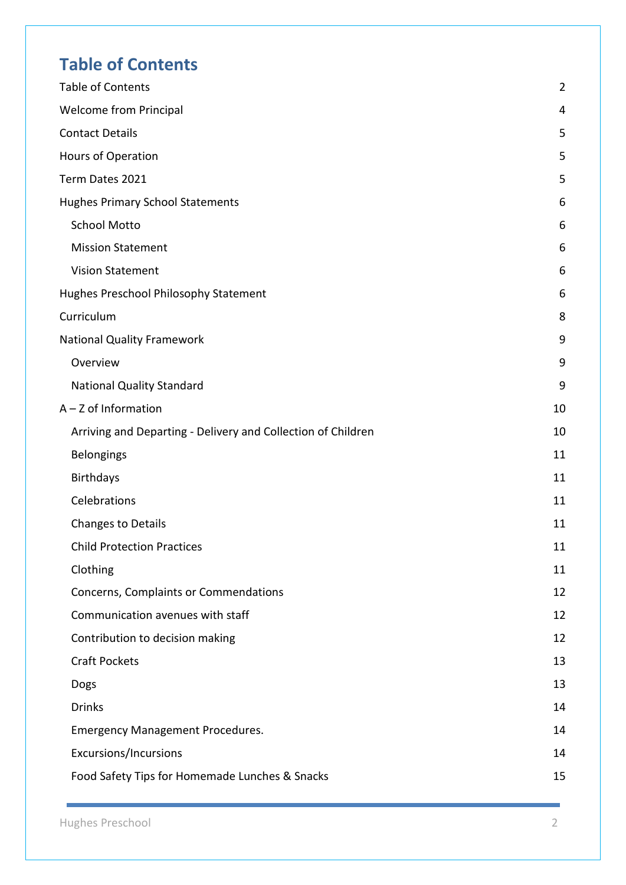# Table of Contents

| | |
|---|---|
| Table of Contents | 2 |
| Welcome from Principal | 4 |
| Contact Details | 5 |
| Hours of Operation | 5 |
| Term Dates 2021 | 5 |
| Hughes Primary School Statements | 6 |
| School Motto | 6 |
| Mission Statement | 6 |
| Vision Statement | 6 |
| Hughes Preschool Philosophy Statement | 6 |
| Curriculum | 8 |
| National Quality Framework | 9 |
| Overview | 9 |
| National Quality Standard | 9 |
| A – Z of Information | 10 |
| Arriving and Departing - Delivery and Collection of Children | 10 |
| Belongings | 11 |
| Birthdays | 11 |
| Celebrations | 11 |
| Changes to Details | 11 |
| Child Protection Practices | 11 |
| Clothing | 11 |
| Concerns, Complaints or Commendations | 12 |
| Communication avenues with staff | 12 |
| Contribution to decision making | 12 |
| Craft Pockets | 13 |
| Dogs | 13 |
| Drinks | 14 |
| Emergency Management Procedures. | 14 |
| Excursions/Incursions | 14 |
| Food Safety Tips for Homemade Lunches & Snacks | 15 |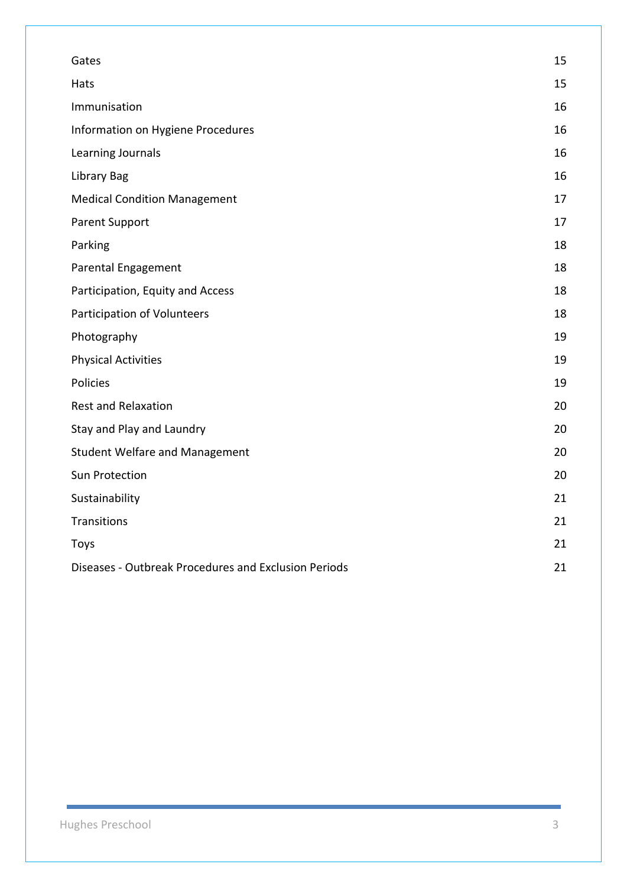| | |
|---|---|
| Gates | 15 |
| Hats | 15 |
| Immunisation | 16 |
| Information on Hygiene Procedures | 16 |
| Learning Journals | 16 |
| Library Bag | 16 |
| Medical Condition Management | 17 |
| Parent Support | 17 |
| Parking | 18 |
| Parental Engagement | 18 |
| Participation, Equity and Access | 18 |
| Participation of Volunteers | 18 |
| Photography | 19 |
| Physical Activities | 19 |
| Policies | 19 |
| Rest and Relaxation | 20 |
| Stay and Play and Laundry | 20 |
| Student Welfare and Management | 20 |
| Sun Protection | 20 |
| Sustainability | 21 |
| Transitions | 21 |
| Toys | 21 |
| Diseases - Outbreak Procedures and Exclusion Periods | 21 |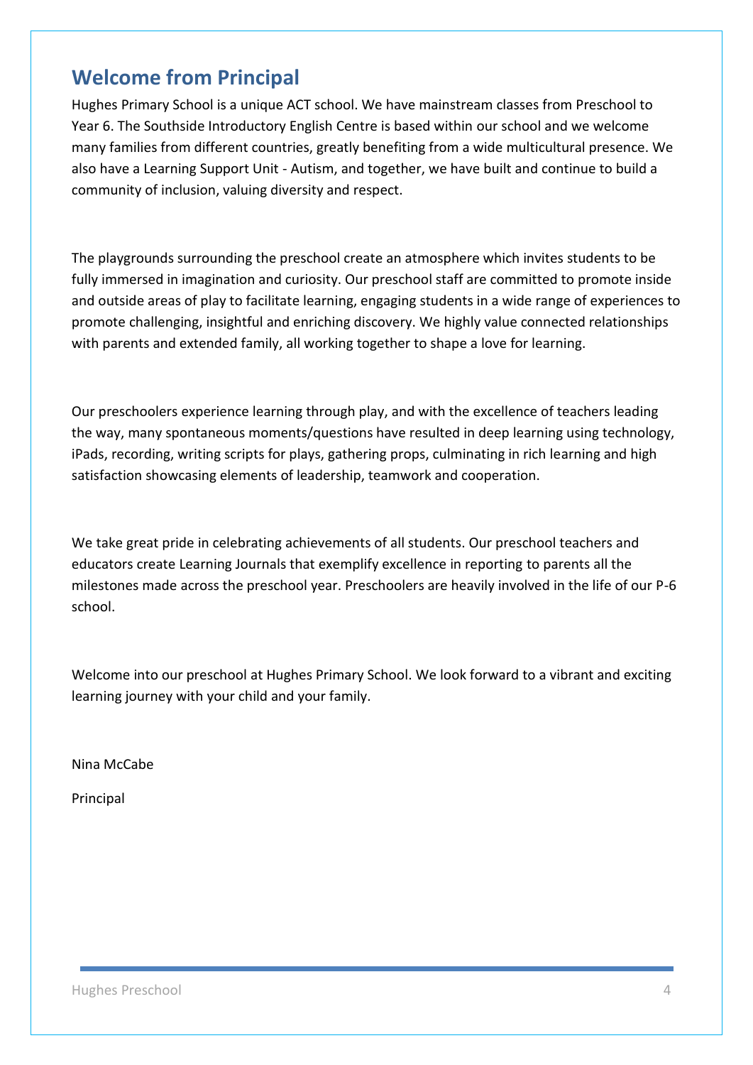## Welcome from Principal

Hughes Primary School is a unique ACT school. We have mainstream classes from Preschool to Year 6. The Southside Introductory English Centre is based within our school and we welcome many families from different countries, greatly benefiting from a wide multicultural presence. We also have a Learning Support Unit - Autism, and together, we have built and continue to build a community of inclusion, valuing diversity and respect.

The playgrounds surrounding the preschool create an atmosphere which invites students to be fully immersed in imagination and curiosity. Our preschool staff are committed to promote inside and outside areas of play to facilitate learning, engaging students in a wide range of experiences to promote challenging, insightful and enriching discovery. We highly value connected relationships with parents and extended family, all working together to shape a love for learning.

Our preschoolers experience learning through play, and with the excellence of teachers leading the way, many spontaneous moments/questions have resulted in deep learning using technology, iPads, recording, writing scripts for plays, gathering props, culminating in rich learning and high satisfaction showcasing elements of leadership, teamwork and cooperation.

We take great pride in celebrating achievements of all students. Our preschool teachers and educators create Learning Journals that exemplify excellence in reporting to parents all the milestones made across the preschool year. Preschoolers are heavily involved in the life of our P-6 school.

Welcome into our preschool at Hughes Primary School. We look forward to a vibrant and exciting learning journey with your child and your family.

Nina McCabe

Principal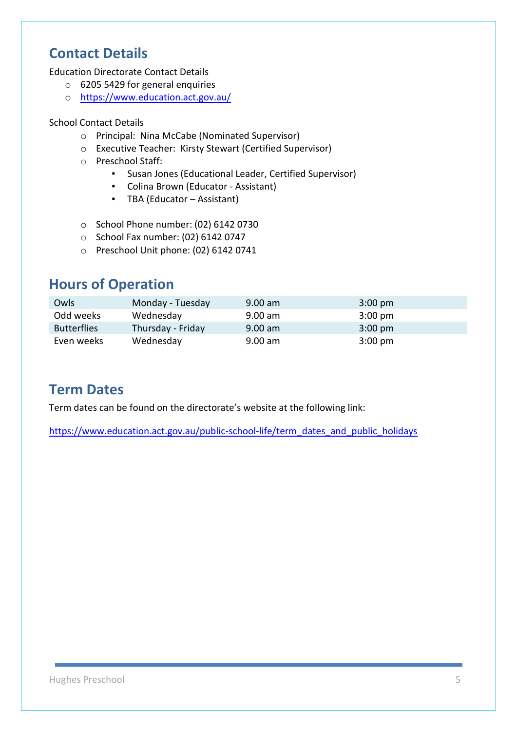## Contact Details

Education Directorate Contact Details

- 6205 5429 for general enquiries
- https://www.education.act.gov.au/

School Contact Details

- Principal: Nina McCabe (Nominated Supervisor)
- Executive Teacher: Kirsty Stewart (Certified Supervisor)
- Preschool Staff:
  - Susan Jones (Educational Leader, Certified Supervisor)
  - Colina Brown (Educator - Assistant)
  - TBA (Educator – Assistant)

- School Phone number: (02) 6142 0730
- School Fax number: (02) 6142 0747
- Preschool Unit phone: (02) 6142 0741

## Hours of Operation

| | | | |
|---|---|---|---|
| Owls | Monday - Tuesday | 9.00 am | 3:00 pm |
| Odd weeks | Wednesday | 9.00 am | 3:00 pm |
| Butterflies | Thursday - Friday | 9.00 am | 3:00 pm |
| Even weeks | Wednesday | 9.00 am | 3:00 pm |

## Term Dates

Term dates can be found on the directorate's website at the following link:

https://www.education.act.gov.au/public-school-life/term_dates_and_public_holidays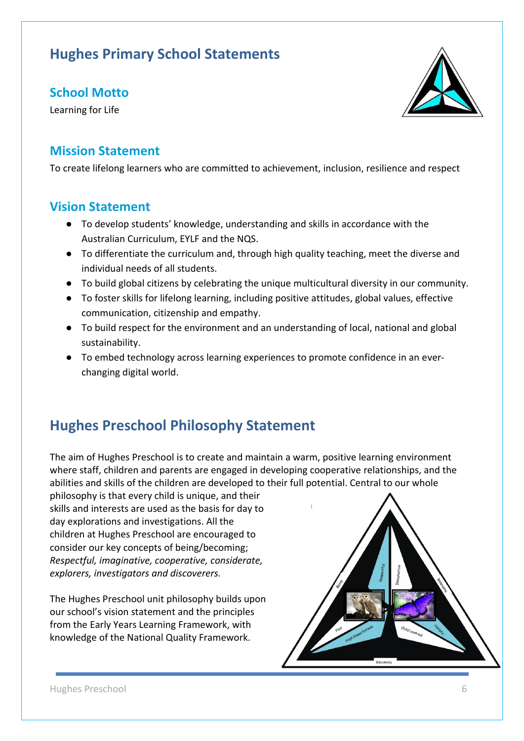# Hughes Primary School Statements

## School Motto

Learning for Life

## Mission Statement

To create lifelong learners who are committed to achievement, inclusion, resilience and respect

## Vision Statement

- To develop students' knowledge, understanding and skills in accordance with the Australian Curriculum, EYLF and the NQS.
- To differentiate the curriculum and, through high quality teaching, meet the diverse and individual needs of all students.
- To build global citizens by celebrating the unique multicultural diversity in our community.
- To foster skills for lifelong learning, including positive attitudes, global values, effective communication, citizenship and empathy.
- To build respect for the environment and an understanding of local, national and global sustainability.
- To embed technology across learning experiences to promote confidence in an ever-changing digital world.

# Hughes Preschool Philosophy Statement

The aim of Hughes Preschool is to create and maintain a warm, positive learning environment where staff, children and parents are engaged in developing cooperative relationships, and the abilities and skills of the children are developed to their full potential. Central to our whole philosophy is that every child is unique, and their skills and interests are used as the basis for day to day explorations and investigations. All the children at Hughes Preschool are encouraged to consider our key concepts of being/becoming; *Respectful, imaginative, cooperative, considerate, explorers, investigators and discoverers.*

The Hughes Preschool unit philosophy builds upon our school's vision statement and the principles from the Early Years Learning Framework, with knowledge of the National Quality Framework.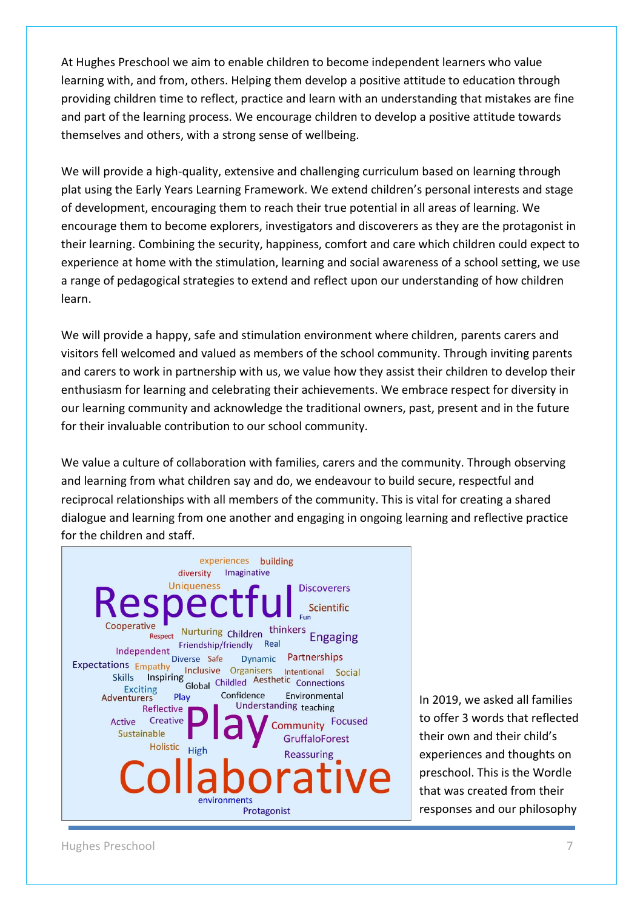At Hughes Preschool we aim to enable children to become independent learners who value learning with, and from, others. Helping them develop a positive attitude to education through providing children time to reflect, practice and learn with an understanding that mistakes are fine and part of the learning process. We encourage children to develop a positive attitude towards themselves and others, with a strong sense of wellbeing.

We will provide a high-quality, extensive and challenging curriculum based on learning through plat using the Early Years Learning Framework. We extend children's personal interests and stage of development, encouraging them to reach their true potential in all areas of learning. We encourage them to become explorers, investigators and discoverers as they are the protagonist in their learning. Combining the security, happiness, comfort and care which children could expect to experience at home with the stimulation, learning and social awareness of a school setting, we use a range of pedagogical strategies to extend and reflect upon our understanding of how children learn.

We will provide a happy, safe and stimulation environment where children, parents carers and visitors fell welcomed and valued as members of the school community. Through inviting parents and carers to work in partnership with us, we value how they assist their children to develop their enthusiasm for learning and celebrating their achievements. We embrace respect for diversity in our learning community and acknowledge the traditional owners, past, present and in the future for their invaluable contribution to our school community.

We value a culture of collaboration with families, carers and the community. Through observing and learning from what children say and do, we endeavour to build secure, respectful and reciprocal relationships with all members of the community. This is vital for creating a shared dialogue and learning from one another and engaging in ongoing learning and reflective practice for the children and staff.

In 2019, we asked all families to offer 3 words that reflected their own and their child's experiences and thoughts on preschool. This is the Wordle that was created from their responses and our philosophy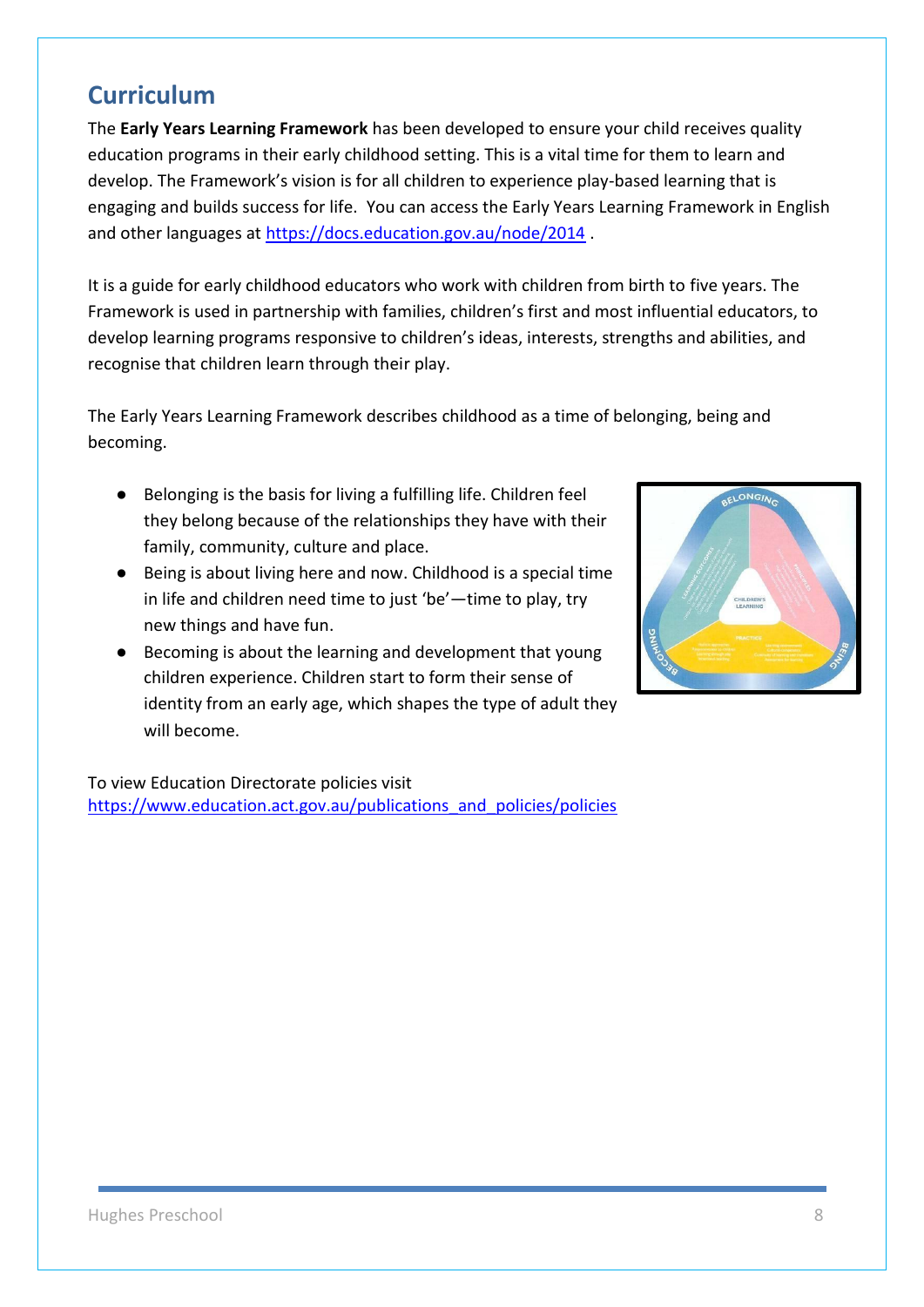## Curriculum

The **Early Years Learning Framework** has been developed to ensure your child receives quality education programs in their early childhood setting. This is a vital time for them to learn and develop. The Framework's vision is for all children to experience play-based learning that is engaging and builds success for life. You can access the Early Years Learning Framework in English and other languages at https://docs.education.gov.au/node/2014 .

It is a guide for early childhood educators who work with children from birth to five years. The Framework is used in partnership with families, children's first and most influential educators, to develop learning programs responsive to children's ideas, interests, strengths and abilities, and recognise that children learn through their play.

The Early Years Learning Framework describes childhood as a time of belonging, being and becoming.

- Belonging is the basis for living a fulfilling life. Children feel they belong because of the relationships they have with their family, community, culture and place.
- Being is about living here and now. Childhood is a special time in life and children need time to just 'be'—time to play, try new things and have fun.
- Becoming is about the learning and development that young children experience. Children start to form their sense of identity from an early age, which shapes the type of adult they will become.

To view Education Directorate policies visit https://www.education.act.gov.au/publications_and_policies/policies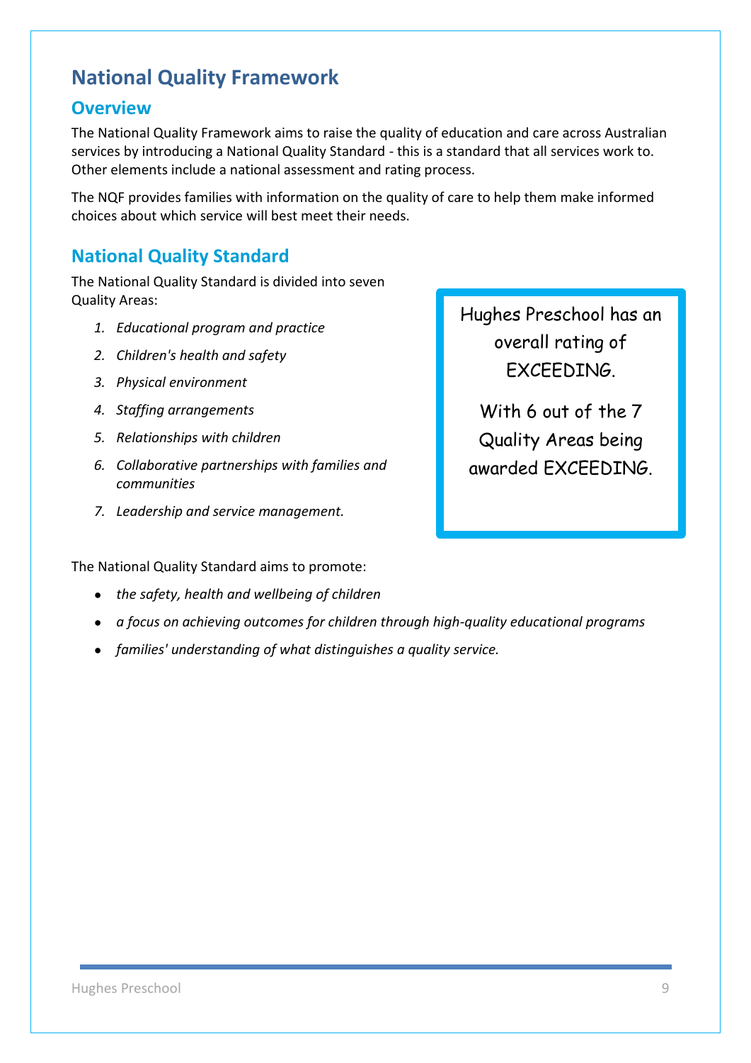# National Quality Framework

## Overview

The National Quality Framework aims to raise the quality of education and care across Australian services by introducing a National Quality Standard - this is a standard that all services work to. Other elements include a national assessment and rating process.

The NQF provides families with information on the quality of care to help them make informed choices about which service will best meet their needs.

## National Quality Standard

The National Quality Standard is divided into seven Quality Areas:

1. *Educational program and practice*
2. *Children's health and safety*
3. *Physical environment*
4. *Staffing arrangements*
5. *Relationships with children*
6. *Collaborative partnerships with families and communities*
7. *Leadership and service management.*

> Hughes Preschool has an overall rating of EXCEEDING.
>
> With 6 out of the 7 Quality Areas being awarded EXCEEDING.

The National Quality Standard aims to promote:

- *the safety, health and wellbeing of children*
- *a focus on achieving outcomes for children through high-quality educational programs*
- *families' understanding of what distinguishes a quality service.*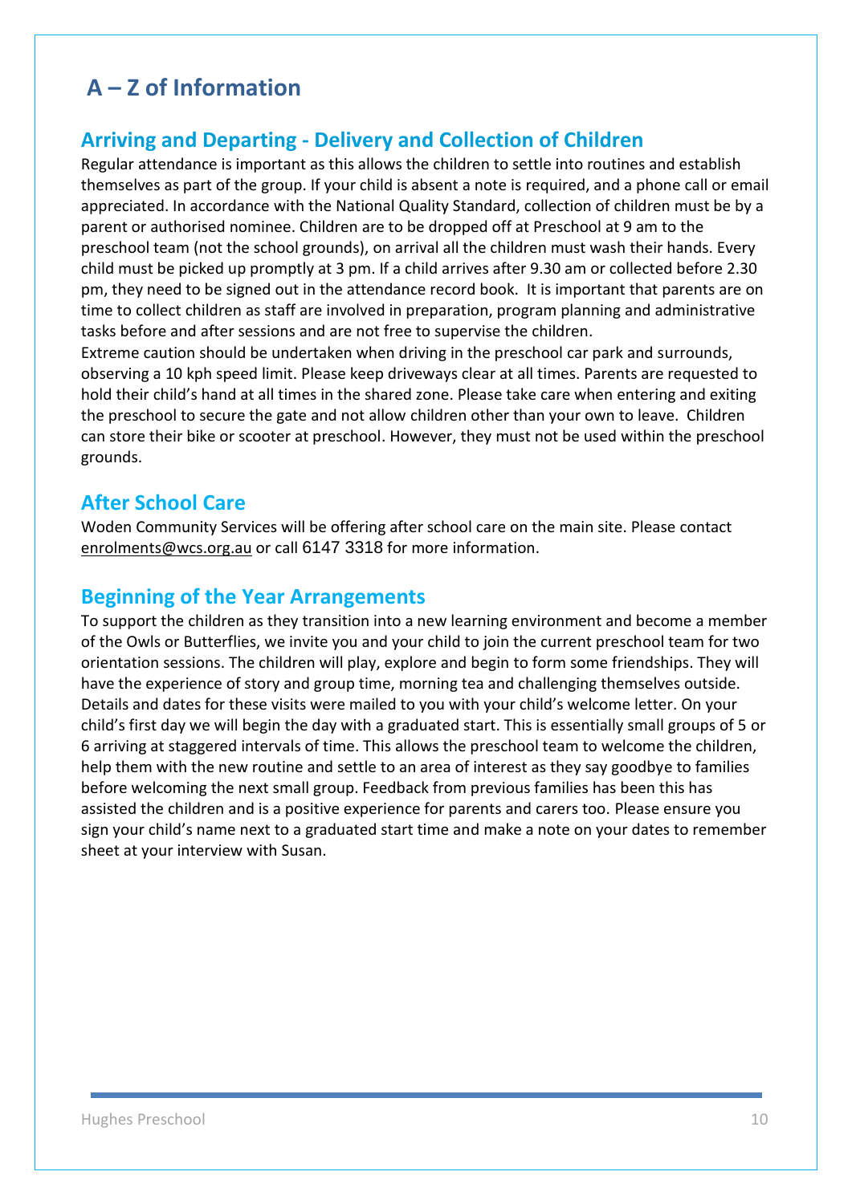# A – Z of Information

## Arriving and Departing - Delivery and Collection of Children

Regular attendance is important as this allows the children to settle into routines and establish themselves as part of the group. If your child is absent a note is required, and a phone call or email appreciated. In accordance with the National Quality Standard, collection of children must be by a parent or authorised nominee. Children are to be dropped off at Preschool at 9 am to the preschool team (not the school grounds), on arrival all the children must wash their hands. Every child must be picked up promptly at 3 pm. If a child arrives after 9.30 am or collected before 2.30 pm, they need to be signed out in the attendance record book. It is important that parents are on time to collect children as staff are involved in preparation, program planning and administrative tasks before and after sessions and are not free to supervise the children.

Extreme caution should be undertaken when driving in the preschool car park and surrounds, observing a 10 kph speed limit. Please keep driveways clear at all times. Parents are requested to hold their child's hand at all times in the shared zone. Please take care when entering and exiting the preschool to secure the gate and not allow children other than your own to leave. Children can store their bike or scooter at preschool. However, they must not be used within the preschool grounds.

## After School Care

Woden Community Services will be offering after school care on the main site. Please contact enrolments@wcs.org.au or call 6147 3318 for more information.

## Beginning of the Year Arrangements

To support the children as they transition into a new learning environment and become a member of the Owls or Butterflies, we invite you and your child to join the current preschool team for two orientation sessions. The children will play, explore and begin to form some friendships. They will have the experience of story and group time, morning tea and challenging themselves outside. Details and dates for these visits were mailed to you with your child's welcome letter. On your child's first day we will begin the day with a graduated start. This is essentially small groups of 5 or 6 arriving at staggered intervals of time. This allows the preschool team to welcome the children, help them with the new routine and settle to an area of interest as they say goodbye to families before welcoming the next small group. Feedback from previous families has been this has assisted the children and is a positive experience for parents and carers too. Please ensure you sign your child's name next to a graduated start time and make a note on your dates to remember sheet at your interview with Susan.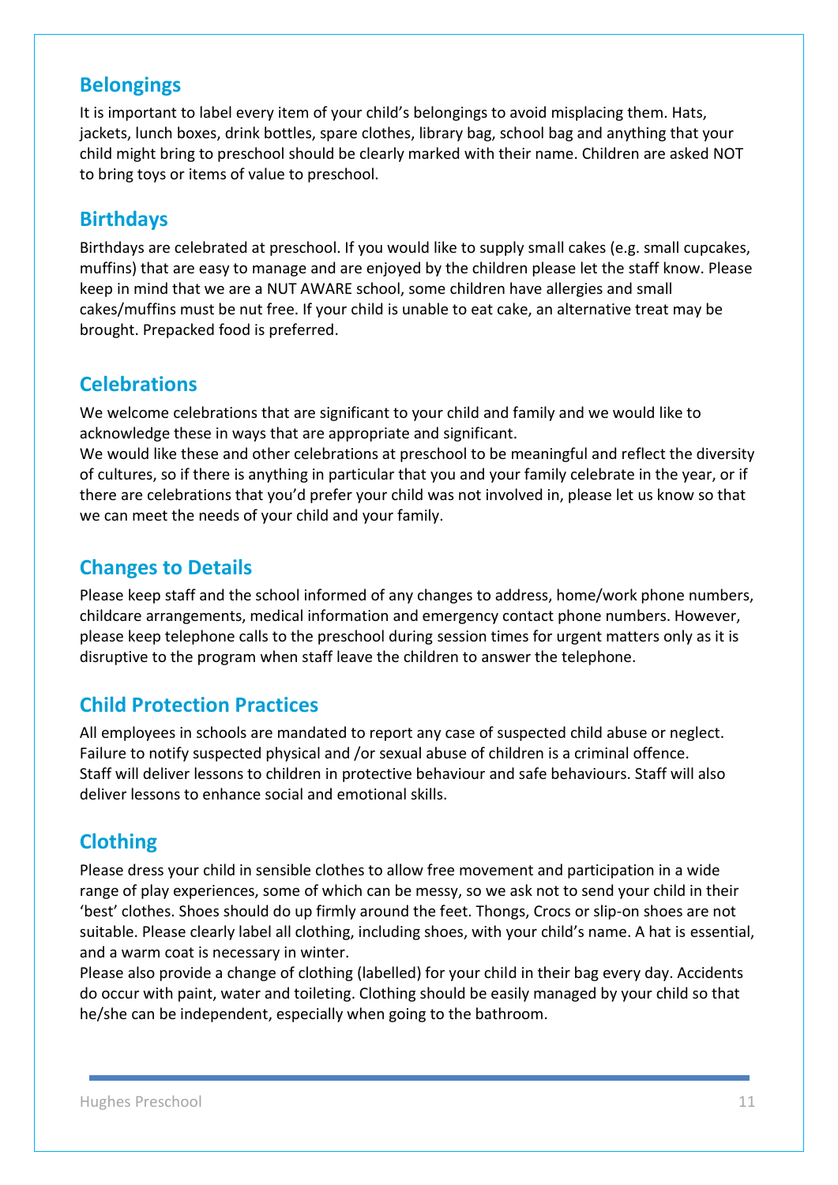## Belongings

It is important to label every item of your child's belongings to avoid misplacing them. Hats, jackets, lunch boxes, drink bottles, spare clothes, library bag, school bag and anything that your child might bring to preschool should be clearly marked with their name. Children are asked NOT to bring toys or items of value to preschool.

## Birthdays

Birthdays are celebrated at preschool. If you would like to supply small cakes (e.g. small cupcakes, muffins) that are easy to manage and are enjoyed by the children please let the staff know. Please keep in mind that we are a NUT AWARE school, some children have allergies and small cakes/muffins must be nut free. If your child is unable to eat cake, an alternative treat may be brought. Prepacked food is preferred.

## Celebrations

We welcome celebrations that are significant to your child and family and we would like to acknowledge these in ways that are appropriate and significant.
We would like these and other celebrations at preschool to be meaningful and reflect the diversity of cultures, so if there is anything in particular that you and your family celebrate in the year, or if there are celebrations that you'd prefer your child was not involved in, please let us know so that we can meet the needs of your child and your family.

## Changes to Details

Please keep staff and the school informed of any changes to address, home/work phone numbers, childcare arrangements, medical information and emergency contact phone numbers. However, please keep telephone calls to the preschool during session times for urgent matters only as it is disruptive to the program when staff leave the children to answer the telephone.

## Child Protection Practices

All employees in schools are mandated to report any case of suspected child abuse or neglect. Failure to notify suspected physical and /or sexual abuse of children is a criminal offence.
Staff will deliver lessons to children in protective behaviour and safe behaviours. Staff will also deliver lessons to enhance social and emotional skills.

## Clothing

Please dress your child in sensible clothes to allow free movement and participation in a wide range of play experiences, some of which can be messy, so we ask not to send your child in their 'best' clothes. Shoes should do up firmly around the feet. Thongs, Crocs or slip-on shoes are not suitable. Please clearly label all clothing, including shoes, with your child's name. A hat is essential, and a warm coat is necessary in winter.
Please also provide a change of clothing (labelled) for your child in their bag every day. Accidents do occur with paint, water and toileting. Clothing should be easily managed by your child so that he/she can be independent, especially when going to the bathroom.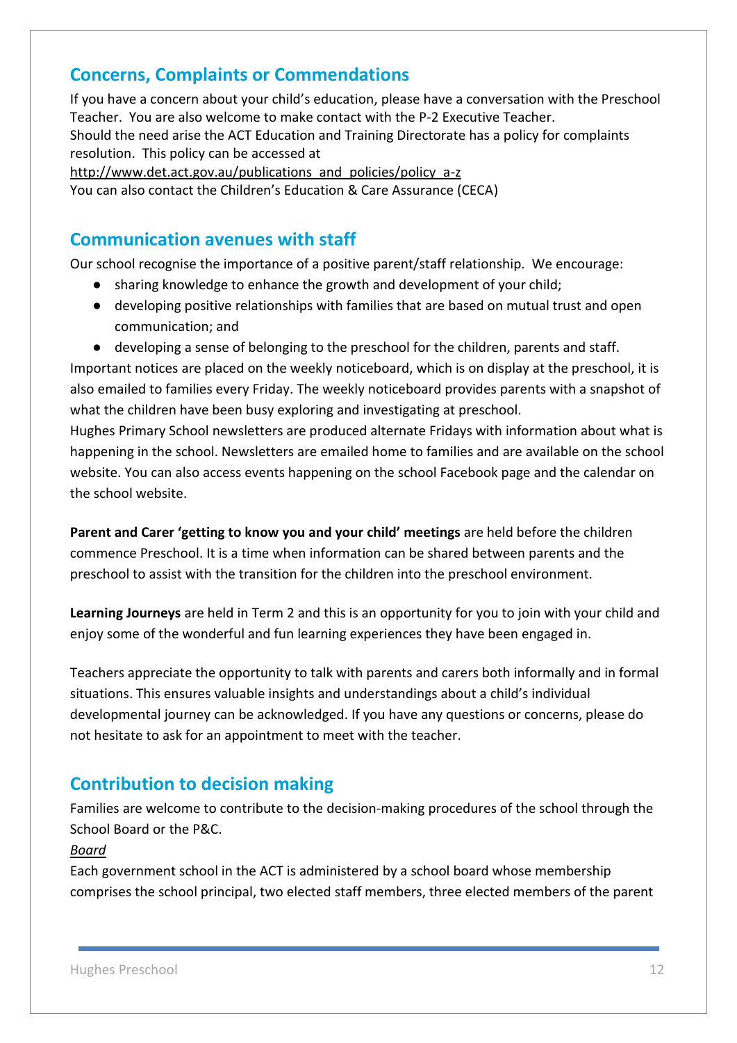## Concerns, Complaints or Commendations

If you have a concern about your child's education, please have a conversation with the Preschool Teacher. You are also welcome to make contact with the P-2 Executive Teacher.
Should the need arise the ACT Education and Training Directorate has a policy for complaints resolution. This policy can be accessed at
http://www.det.act.gov.au/publications_and_policies/policy_a-z
You can also contact the Children's Education & Care Assurance (CECA)

## Communication avenues with staff

Our school recognise the importance of a positive parent/staff relationship. We encourage:

- sharing knowledge to enhance the growth and development of your child;
- developing positive relationships with families that are based on mutual trust and open communication; and
- developing a sense of belonging to the preschool for the children, parents and staff.

Important notices are placed on the weekly noticeboard, which is on display at the preschool, it is also emailed to families every Friday. The weekly noticeboard provides parents with a snapshot of what the children have been busy exploring and investigating at preschool.
Hughes Primary School newsletters are produced alternate Fridays with information about what is happening in the school. Newsletters are emailed home to families and are available on the school website. You can also access events happening on the school Facebook page and the calendar on the school website.

**Parent and Carer 'getting to know you and your child' meetings** are held before the children commence Preschool. It is a time when information can be shared between parents and the preschool to assist with the transition for the children into the preschool environment.

**Learning Journeys** are held in Term 2 and this is an opportunity for you to join with your child and enjoy some of the wonderful and fun learning experiences they have been engaged in.

Teachers appreciate the opportunity to talk with parents and carers both informally and in formal situations. This ensures valuable insights and understandings about a child's individual developmental journey can be acknowledged. If you have any questions or concerns, please do not hesitate to ask for an appointment to meet with the teacher.

## Contribution to decision making

Families are welcome to contribute to the decision-making procedures of the school through the School Board or the P&C.

*Board*

Each government school in the ACT is administered by a school board whose membership comprises the school principal, two elected staff members, three elected members of the parent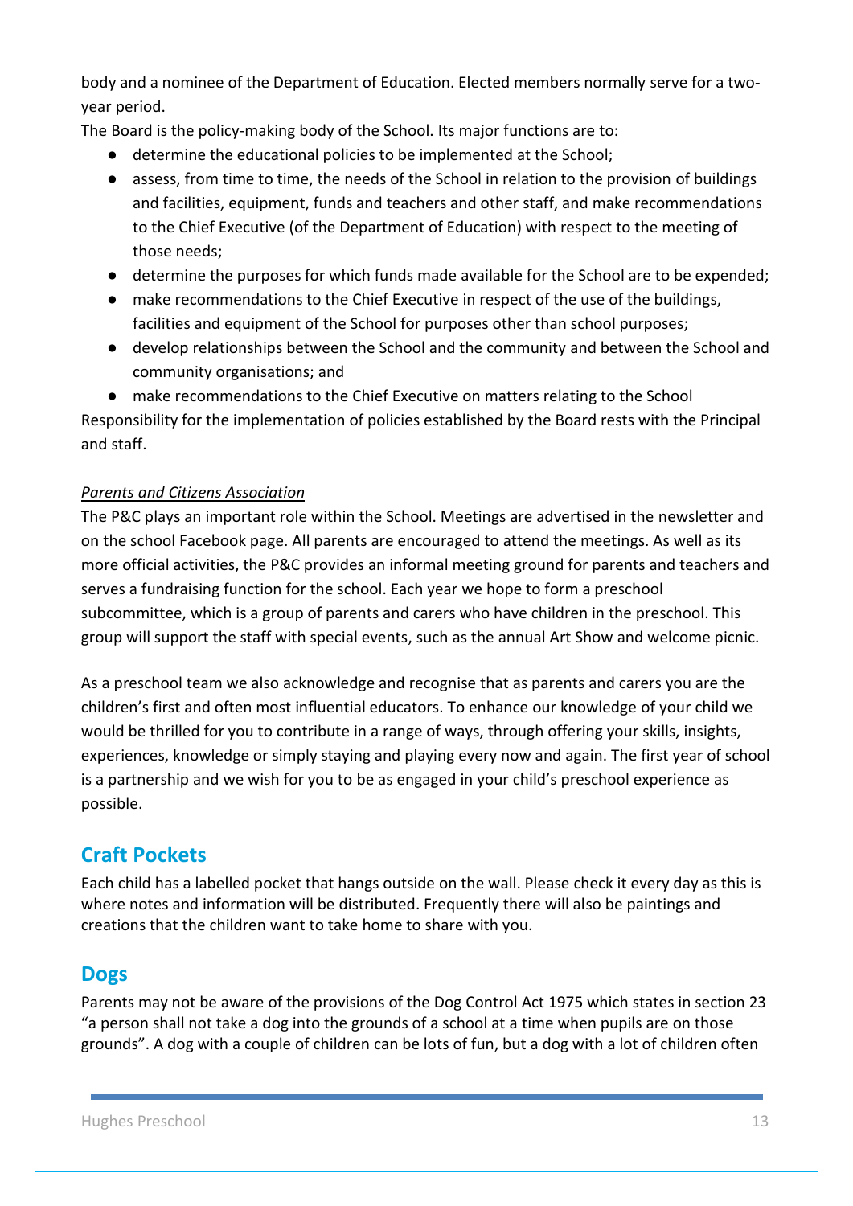body and a nominee of the Department of Education. Elected members normally serve for a two-year period.

The Board is the policy-making body of the School. Its major functions are to:

- determine the educational policies to be implemented at the School;
- assess, from time to time, the needs of the School in relation to the provision of buildings and facilities, equipment, funds and teachers and other staff, and make recommendations to the Chief Executive (of the Department of Education) with respect to the meeting of those needs;
- determine the purposes for which funds made available for the School are to be expended;
- make recommendations to the Chief Executive in respect of the use of the buildings, facilities and equipment of the School for purposes other than school purposes;
- develop relationships between the School and the community and between the School and community organisations; and
- make recommendations to the Chief Executive on matters relating to the School

Responsibility for the implementation of policies established by the Board rests with the Principal and staff.

*Parents and Citizens Association*

The P&C plays an important role within the School. Meetings are advertised in the newsletter and on the school Facebook page. All parents are encouraged to attend the meetings. As well as its more official activities, the P&C provides an informal meeting ground for parents and teachers and serves a fundraising function for the school. Each year we hope to form a preschool subcommittee, which is a group of parents and carers who have children in the preschool. This group will support the staff with special events, such as the annual Art Show and welcome picnic.

As a preschool team we also acknowledge and recognise that as parents and carers you are the children's first and often most influential educators. To enhance our knowledge of your child we would be thrilled for you to contribute in a range of ways, through offering your skills, insights, experiences, knowledge or simply staying and playing every now and again. The first year of school is a partnership and we wish for you to be as engaged in your child's preschool experience as possible.

## Craft Pockets

Each child has a labelled pocket that hangs outside on the wall. Please check it every day as this is where notes and information will be distributed. Frequently there will also be paintings and creations that the children want to take home to share with you.

## Dogs

Parents may not be aware of the provisions of the Dog Control Act 1975 which states in section 23 "a person shall not take a dog into the grounds of a school at a time when pupils are on those grounds". A dog with a couple of children can be lots of fun, but a dog with a lot of children often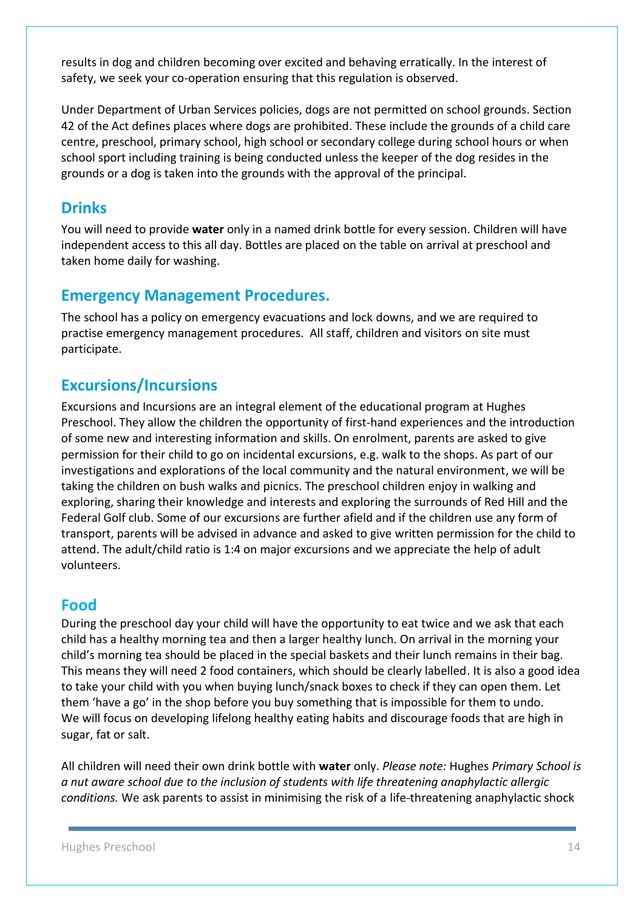results in dog and children becoming over excited and behaving erratically. In the interest of safety, we seek your co-operation ensuring that this regulation is observed.

Under Department of Urban Services policies, dogs are not permitted on school grounds. Section 42 of the Act defines places where dogs are prohibited. These include the grounds of a child care centre, preschool, primary school, high school or secondary college during school hours or when school sport including training is being conducted unless the keeper of the dog resides in the grounds or a dog is taken into the grounds with the approval of the principal.

## Drinks

You will need to provide **water** only in a named drink bottle for every session. Children will have independent access to this all day. Bottles are placed on the table on arrival at preschool and taken home daily for washing.

## Emergency Management Procedures.

The school has a policy on emergency evacuations and lock downs, and we are required to practise emergency management procedures. All staff, children and visitors on site must participate.

## Excursions/Incursions

Excursions and Incursions are an integral element of the educational program at Hughes Preschool. They allow the children the opportunity of first-hand experiences and the introduction of some new and interesting information and skills. On enrolment, parents are asked to give permission for their child to go on incidental excursions, e.g. walk to the shops. As part of our investigations and explorations of the local community and the natural environment, we will be taking the children on bush walks and picnics. The preschool children enjoy in walking and exploring, sharing their knowledge and interests and exploring the surrounds of Red Hill and the Federal Golf club. Some of our excursions are further afield and if the children use any form of transport, parents will be advised in advance and asked to give written permission for the child to attend. The adult/child ratio is 1:4 on major excursions and we appreciate the help of adult volunteers.

## Food

During the preschool day your child will have the opportunity to eat twice and we ask that each child has a healthy morning tea and then a larger healthy lunch. On arrival in the morning your child's morning tea should be placed in the special baskets and their lunch remains in their bag. This means they will need 2 food containers, which should be clearly labelled. It is also a good idea to take your child with you when buying lunch/snack boxes to check if they can open them. Let them 'have a go' in the shop before you buy something that is impossible for them to undo. We will focus on developing lifelong healthy eating habits and discourage foods that are high in sugar, fat or salt.

All children will need their own drink bottle with **water** only. *Please note:* Hughes *Primary School is a nut aware school due to the inclusion of students with life threatening anaphylactic allergic conditions.* We ask parents to assist in minimising the risk of a life-threatening anaphylactic shock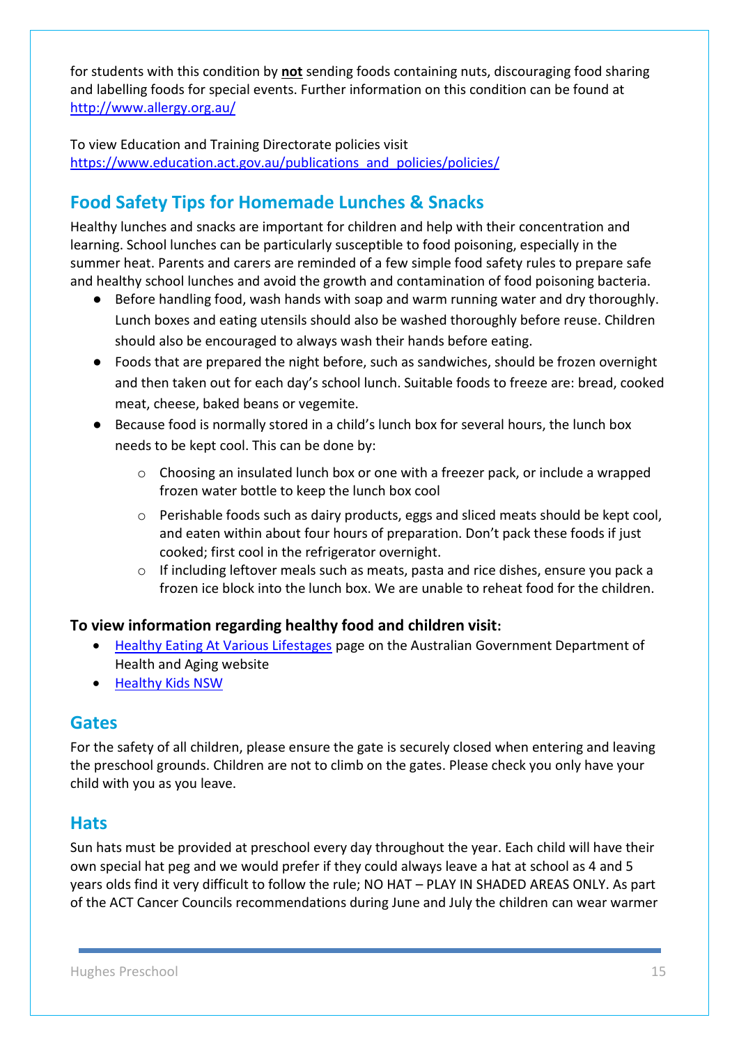for students with this condition by **not** sending foods containing nuts, discouraging food sharing and labelling foods for special events. Further information on this condition can be found at [http://www.allergy.org.au/](http://www.allergy.org.au/)

To view Education and Training Directorate policies visit
[https://www.education.act.gov.au/publications_and_policies/policies/](https://www.education.act.gov.au/publications_and_policies/policies/)

## Food Safety Tips for Homemade Lunches & Snacks

Healthy lunches and snacks are important for children and help with their concentration and learning. School lunches can be particularly susceptible to food poisoning, especially in the summer heat. Parents and carers are reminded of a few simple food safety rules to prepare safe and healthy school lunches and avoid the growth and contamination of food poisoning bacteria.

- Before handling food, wash hands with soap and warm running water and dry thoroughly. Lunch boxes and eating utensils should also be washed thoroughly before reuse. Children should also be encouraged to always wash their hands before eating.
- Foods that are prepared the night before, such as sandwiches, should be frozen overnight and then taken out for each day's school lunch. Suitable foods to freeze are: bread, cooked meat, cheese, baked beans or vegemite.
- Because food is normally stored in a child's lunch box for several hours, the lunch box needs to be kept cool. This can be done by:
  - Choosing an insulated lunch box or one with a freezer pack, or include a wrapped frozen water bottle to keep the lunch box cool
  - Perishable foods such as dairy products, eggs and sliced meats should be kept cool, and eaten within about four hours of preparation. Don't pack these foods if just cooked; first cool in the refrigerator overnight.
  - If including leftover meals such as meats, pasta and rice dishes, ensure you pack a frozen ice block into the lunch box. We are unable to reheat food for the children.

**To view information regarding healthy food and children visit:**

- Healthy Eating At Various Lifestages page on the Australian Government Department of Health and Aging website
- Healthy Kids NSW

## Gates

For the safety of all children, please ensure the gate is securely closed when entering and leaving the preschool grounds. Children are not to climb on the gates. Please check you only have your child with you as you leave.

## Hats

Sun hats must be provided at preschool every day throughout the year. Each child will have their own special hat peg and we would prefer if they could always leave a hat at school as 4 and 5 years olds find it very difficult to follow the rule; NO HAT – PLAY IN SHADED AREAS ONLY. As part of the ACT Cancer Councils recommendations during June and July the children can wear warmer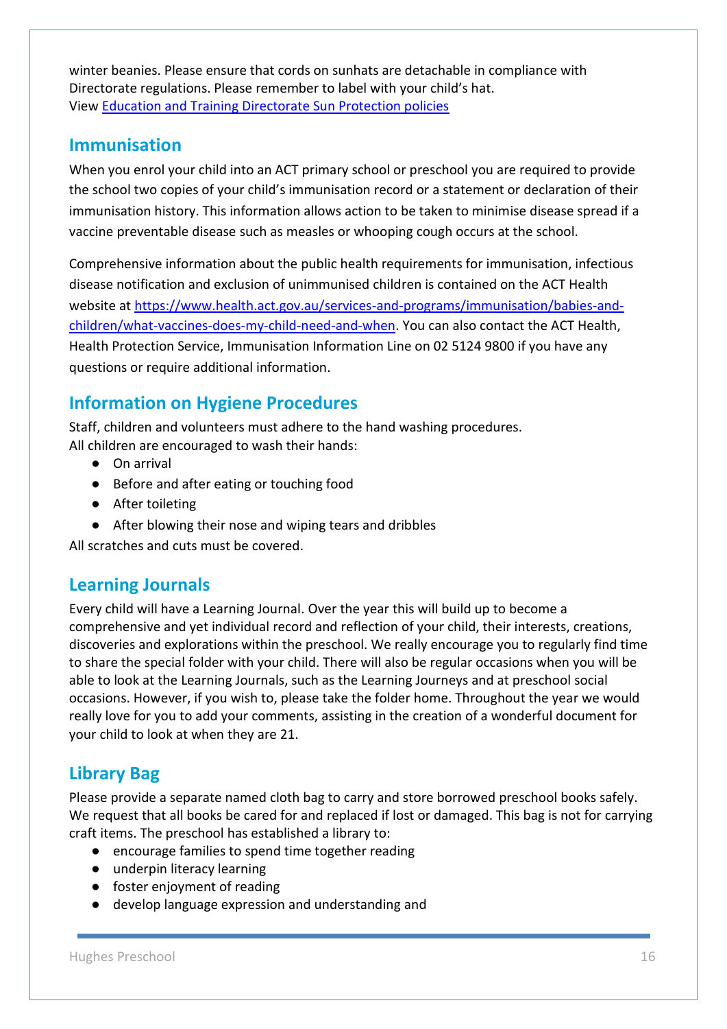winter beanies. Please ensure that cords on sunhats are detachable in compliance with Directorate regulations. Please remember to label with your child's hat.
View [Education and Training Directorate Sun Protection policies]

## Immunisation

When you enrol your child into an ACT primary school or preschool you are required to provide the school two copies of your child's immunisation record or a statement or declaration of their immunisation history. This information allows action to be taken to minimise disease spread if a vaccine preventable disease such as measles or whooping cough occurs at the school.

Comprehensive information about the public health requirements for immunisation, infectious disease notification and exclusion of unimmunised children is contained on the ACT Health website at https://www.health.act.gov.au/services-and-programs/immunisation/babies-and-children/what-vaccines-does-my-child-need-and-when. You can also contact the ACT Health, Health Protection Service, Immunisation Information Line on 02 5124 9800 if you have any questions or require additional information.

## Information on Hygiene Procedures

Staff, children and volunteers must adhere to the hand washing procedures.
All children are encouraged to wash their hands:

- On arrival
- Before and after eating or touching food
- After toileting
- After blowing their nose and wiping tears and dribbles

All scratches and cuts must be covered.

## Learning Journals

Every child will have a Learning Journal. Over the year this will build up to become a comprehensive and yet individual record and reflection of your child, their interests, creations, discoveries and explorations within the preschool. We really encourage you to regularly find time to share the special folder with your child. There will also be regular occasions when you will be able to look at the Learning Journals, such as the Learning Journeys and at preschool social occasions. However, if you wish to, please take the folder home. Throughout the year we would really love for you to add your comments, assisting in the creation of a wonderful document for your child to look at when they are 21.

## Library Bag

Please provide a separate named cloth bag to carry and store borrowed preschool books safely. We request that all books be cared for and replaced if lost or damaged. This bag is not for carrying craft items. The preschool has established a library to:

- encourage families to spend time together reading
- underpin literacy learning
- foster enjoyment of reading
- develop language expression and understanding and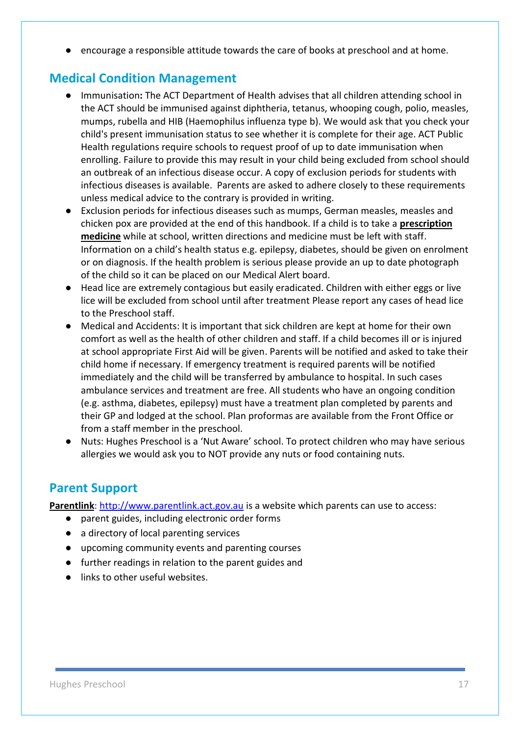- encourage a responsible attitude towards the care of books at preschool and at home.

## Medical Condition Management

- Immunisation**:** The ACT Department of Health advises that all children attending school in the ACT should be immunised against diphtheria, tetanus, whooping cough, polio, measles, mumps, rubella and HIB (Haemophilus influenza type b). We would ask that you check your child's present immunisation status to see whether it is complete for their age. ACT Public Health regulations require schools to request proof of up to date immunisation when enrolling. Failure to provide this may result in your child being excluded from school should an outbreak of an infectious disease occur. A copy of exclusion periods for students with infectious diseases is available. Parents are asked to adhere closely to these requirements unless medical advice to the contrary is provided in writing.
- Exclusion periods for infectious diseases such as mumps, German measles, measles and chicken pox are provided at the end of this handbook. If a child is to take a **prescription medicine** while at school, written directions and medicine must be left with staff. Information on a child's health status e.g. epilepsy, diabetes, should be given on enrolment or on diagnosis. If the health problem is serious please provide an up to date photograph of the child so it can be placed on our Medical Alert board.
- Head lice are extremely contagious but easily eradicated. Children with either eggs or live lice will be excluded from school until after treatment Please report any cases of head lice to the Preschool staff.
- Medical and Accidents: It is important that sick children are kept at home for their own comfort as well as the health of other children and staff. If a child becomes ill or is injured at school appropriate First Aid will be given. Parents will be notified and asked to take their child home if necessary. If emergency treatment is required parents will be notified immediately and the child will be transferred by ambulance to hospital. In such cases ambulance services and treatment are free. All students who have an ongoing condition (e.g. asthma, diabetes, epilepsy) must have a treatment plan completed by parents and their GP and lodged at the school. Plan proformas are available from the Front Office or from a staff member in the preschool.
- Nuts: Hughes Preschool is a 'Nut Aware' school. To protect children who may have serious allergies we would ask you to NOT provide any nuts or food containing nuts.

## Parent Support

**Parentlink**: [http://www.parentlink.act.gov.au](http://www.parentlink.act.gov.au) is a website which parents can use to access:

- parent guides, including electronic order forms
- a directory of local parenting services
- upcoming community events and parenting courses
- further readings in relation to the parent guides and
- links to other useful websites.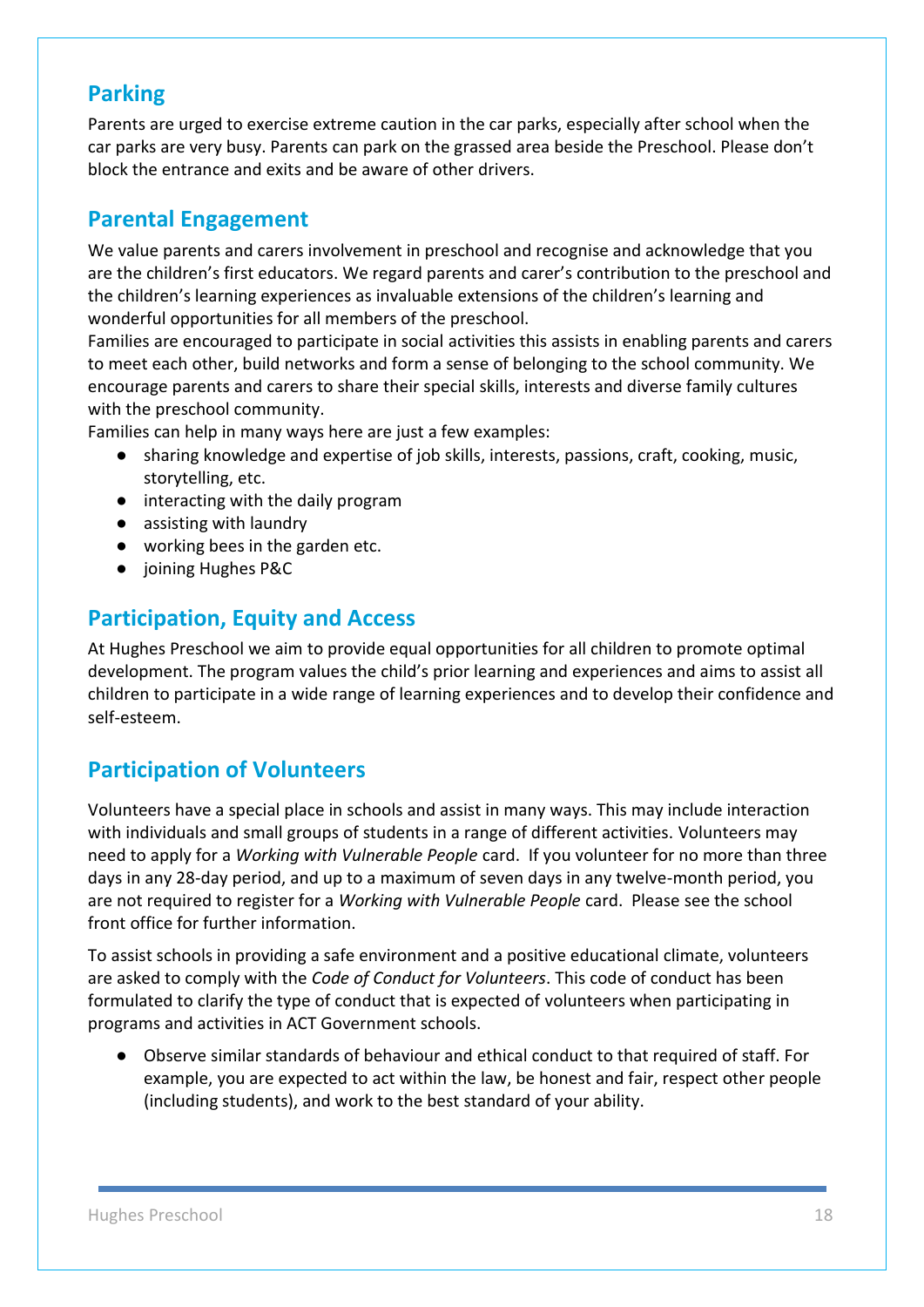## Parking

Parents are urged to exercise extreme caution in the car parks, especially after school when the car parks are very busy. Parents can park on the grassed area beside the Preschool. Please don't block the entrance and exits and be aware of other drivers.

## Parental Engagement

We value parents and carers involvement in preschool and recognise and acknowledge that you are the children's first educators. We regard parents and carer's contribution to the preschool and the children's learning experiences as invaluable extensions of the children's learning and wonderful opportunities for all members of the preschool.

Families are encouraged to participate in social activities this assists in enabling parents and carers to meet each other, build networks and form a sense of belonging to the school community. We encourage parents and carers to share their special skills, interests and diverse family cultures with the preschool community.

Families can help in many ways here are just a few examples:

- sharing knowledge and expertise of job skills, interests, passions, craft, cooking, music, storytelling, etc.
- interacting with the daily program
- assisting with laundry
- working bees in the garden etc.
- joining Hughes P&C

## Participation, Equity and Access

At Hughes Preschool we aim to provide equal opportunities for all children to promote optimal development. The program values the child's prior learning and experiences and aims to assist all children to participate in a wide range of learning experiences and to develop their confidence and self-esteem.

## Participation of Volunteers

Volunteers have a special place in schools and assist in many ways. This may include interaction with individuals and small groups of students in a range of different activities. Volunteers may need to apply for a *Working with Vulnerable People* card. If you volunteer for no more than three days in any 28-day period, and up to a maximum of seven days in any twelve-month period, you are not required to register for a *Working with Vulnerable People* card. Please see the school front office for further information.

To assist schools in providing a safe environment and a positive educational climate, volunteers are asked to comply with the *Code of Conduct for Volunteers*. This code of conduct has been formulated to clarify the type of conduct that is expected of volunteers when participating in programs and activities in ACT Government schools.

- Observe similar standards of behaviour and ethical conduct to that required of staff. For example, you are expected to act within the law, be honest and fair, respect other people (including students), and work to the best standard of your ability.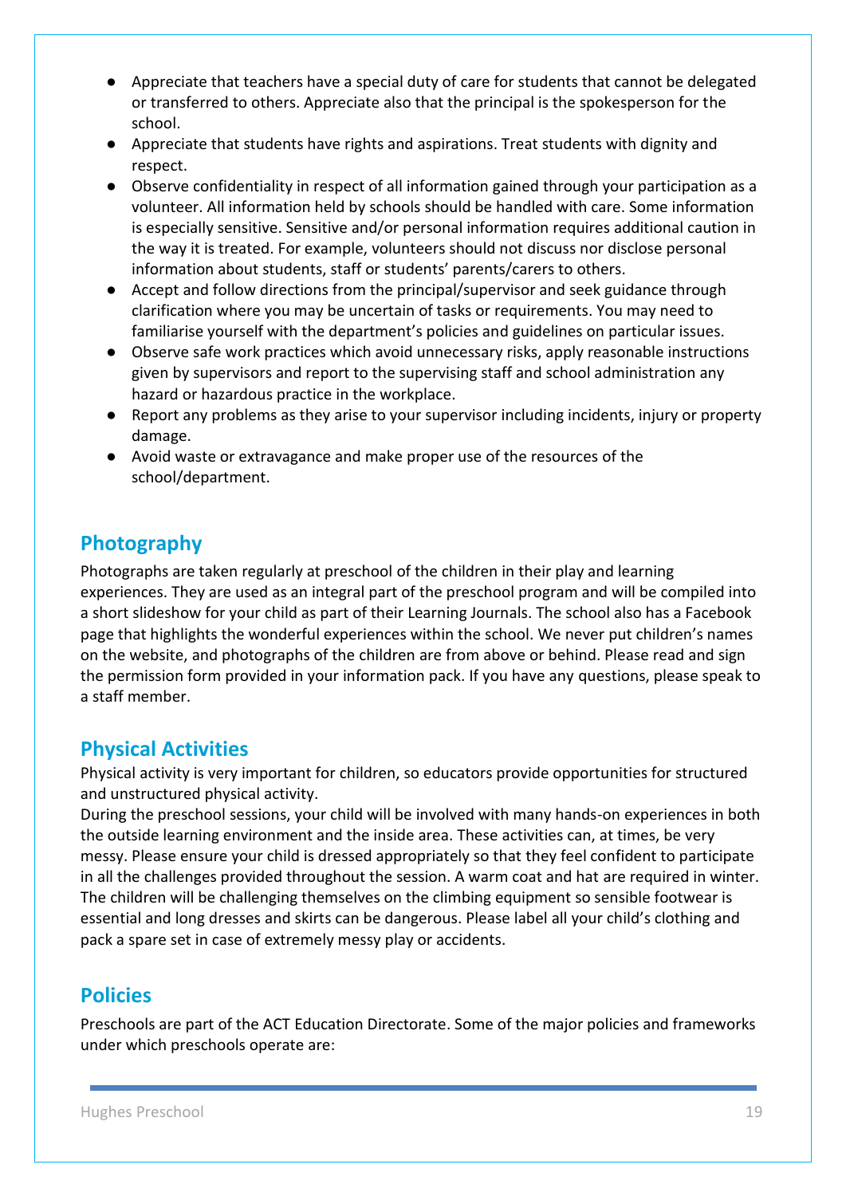- Appreciate that teachers have a special duty of care for students that cannot be delegated or transferred to others. Appreciate also that the principal is the spokesperson for the school.
- Appreciate that students have rights and aspirations. Treat students with dignity and respect.
- Observe confidentiality in respect of all information gained through your participation as a volunteer. All information held by schools should be handled with care. Some information is especially sensitive. Sensitive and/or personal information requires additional caution in the way it is treated. For example, volunteers should not discuss nor disclose personal information about students, staff or students' parents/carers to others.
- Accept and follow directions from the principal/supervisor and seek guidance through clarification where you may be uncertain of tasks or requirements. You may need to familiarise yourself with the department's policies and guidelines on particular issues.
- Observe safe work practices which avoid unnecessary risks, apply reasonable instructions given by supervisors and report to the supervising staff and school administration any hazard or hazardous practice in the workplace.
- Report any problems as they arise to your supervisor including incidents, injury or property damage.
- Avoid waste or extravagance and make proper use of the resources of the school/department.

## Photography

Photographs are taken regularly at preschool of the children in their play and learning experiences. They are used as an integral part of the preschool program and will be compiled into a short slideshow for your child as part of their Learning Journals. The school also has a Facebook page that highlights the wonderful experiences within the school. We never put children's names on the website, and photographs of the children are from above or behind. Please read and sign the permission form provided in your information pack. If you have any questions, please speak to a staff member.

## Physical Activities

Physical activity is very important for children, so educators provide opportunities for structured and unstructured physical activity.
During the preschool sessions, your child will be involved with many hands-on experiences in both the outside learning environment and the inside area. These activities can, at times, be very messy. Please ensure your child is dressed appropriately so that they feel confident to participate in all the challenges provided throughout the session. A warm coat and hat are required in winter. The children will be challenging themselves on the climbing equipment so sensible footwear is essential and long dresses and skirts can be dangerous. Please label all your child's clothing and pack a spare set in case of extremely messy play or accidents.

## Policies

Preschools are part of the ACT Education Directorate. Some of the major policies and frameworks under which preschools operate are: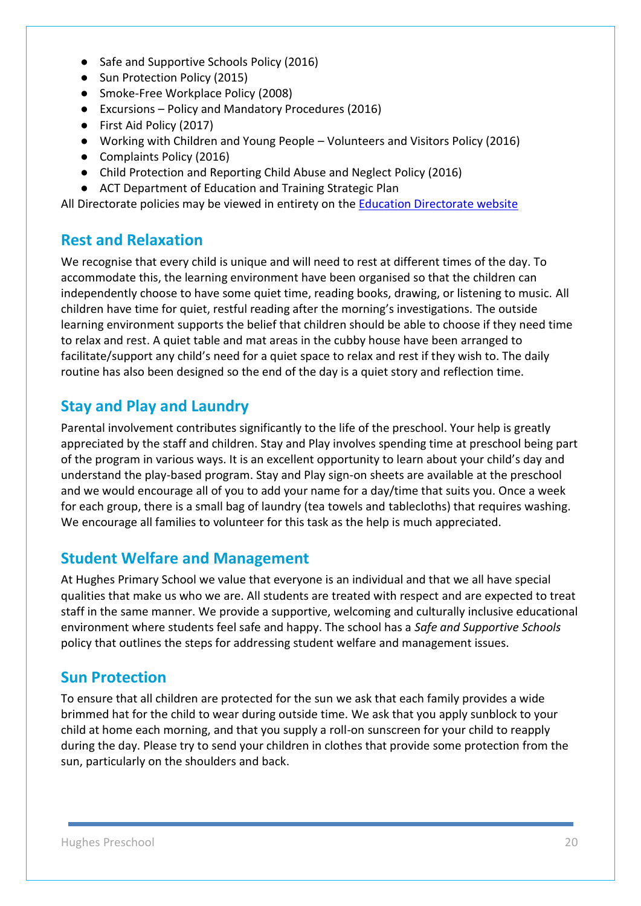- Safe and Supportive Schools Policy (2016)
- Sun Protection Policy (2015)
- Smoke-Free Workplace Policy (2008)
- Excursions – Policy and Mandatory Procedures (2016)
- First Aid Policy (2017)
- Working with Children and Young People – Volunteers and Visitors Policy (2016)
- Complaints Policy (2016)
- Child Protection and Reporting Child Abuse and Neglect Policy (2016)
- ACT Department of Education and Training Strategic Plan

All Directorate policies may be viewed in entirety on the [Education Directorate website]

## Rest and Relaxation

We recognise that every child is unique and will need to rest at different times of the day. To accommodate this, the learning environment have been organised so that the children can independently choose to have some quiet time, reading books, drawing, or listening to music. All children have time for quiet, restful reading after the morning's investigations. The outside learning environment supports the belief that children should be able to choose if they need time to relax and rest. A quiet table and mat areas in the cubby house have been arranged to facilitate/support any child's need for a quiet space to relax and rest if they wish to. The daily routine has also been designed so the end of the day is a quiet story and reflection time.

## Stay and Play and Laundry

Parental involvement contributes significantly to the life of the preschool. Your help is greatly appreciated by the staff and children. Stay and Play involves spending time at preschool being part of the program in various ways. It is an excellent opportunity to learn about your child's day and understand the play-based program. Stay and Play sign-on sheets are available at the preschool and we would encourage all of you to add your name for a day/time that suits you. Once a week for each group, there is a small bag of laundry (tea towels and tablecloths) that requires washing. We encourage all families to volunteer for this task as the help is much appreciated.

## Student Welfare and Management

At Hughes Primary School we value that everyone is an individual and that we all have special qualities that make us who we are. All students are treated with respect and are expected to treat staff in the same manner. We provide a supportive, welcoming and culturally inclusive educational environment where students feel safe and happy. The school has a *Safe and Supportive Schools* policy that outlines the steps for addressing student welfare and management issues.

## Sun Protection

To ensure that all children are protected for the sun we ask that each family provides a wide brimmed hat for the child to wear during outside time. We ask that you apply sunblock to your child at home each morning, and that you supply a roll-on sunscreen for your child to reapply during the day. Please try to send your children in clothes that provide some protection from the sun, particularly on the shoulders and back.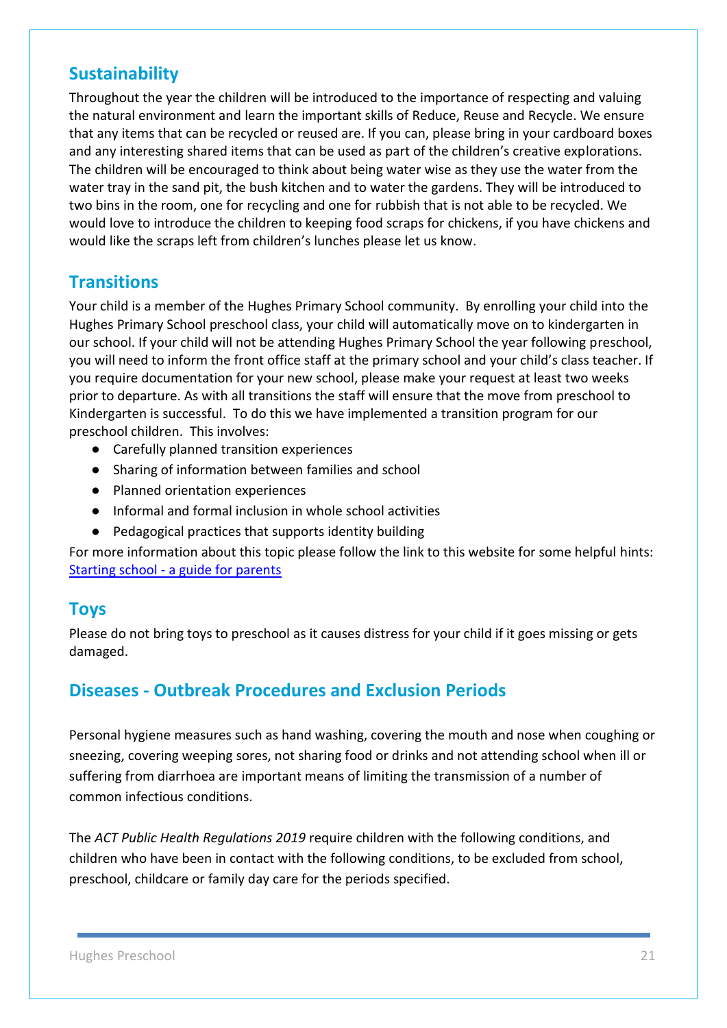## Sustainability

Throughout the year the children will be introduced to the importance of respecting and valuing the natural environment and learn the important skills of Reduce, Reuse and Recycle. We ensure that any items that can be recycled or reused are. If you can, please bring in your cardboard boxes and any interesting shared items that can be used as part of the children's creative explorations. The children will be encouraged to think about being water wise as they use the water from the water tray in the sand pit, the bush kitchen and to water the gardens. They will be introduced to two bins in the room, one for recycling and one for rubbish that is not able to be recycled. We would love to introduce the children to keeping food scraps for chickens, if you have chickens and would like the scraps left from children's lunches please let us know.

## Transitions

Your child is a member of the Hughes Primary School community. By enrolling your child into the Hughes Primary School preschool class, your child will automatically move on to kindergarten in our school. If your child will not be attending Hughes Primary School the year following preschool, you will need to inform the front office staff at the primary school and your child's class teacher. If you require documentation for your new school, please make your request at least two weeks prior to departure. As with all transitions the staff will ensure that the move from preschool to Kindergarten is successful. To do this we have implemented a transition program for our preschool children. This involves:

- Carefully planned transition experiences
- Sharing of information between families and school
- Planned orientation experiences
- Informal and formal inclusion in whole school activities
- Pedagogical practices that supports identity building

For more information about this topic please follow the link to this website for some helpful hints: [Starting school - a guide for parents]()

## Toys

Please do not bring toys to preschool as it causes distress for your child if it goes missing or gets damaged.

## Diseases - Outbreak Procedures and Exclusion Periods

Personal hygiene measures such as hand washing, covering the mouth and nose when coughing or sneezing, covering weeping sores, not sharing food or drinks and not attending school when ill or suffering from diarrhoea are important means of limiting the transmission of a number of common infectious conditions.

The *ACT Public Health Regulations 2019* require children with the following conditions, and children who have been in contact with the following conditions, to be excluded from school, preschool, childcare or family day care for the periods specified.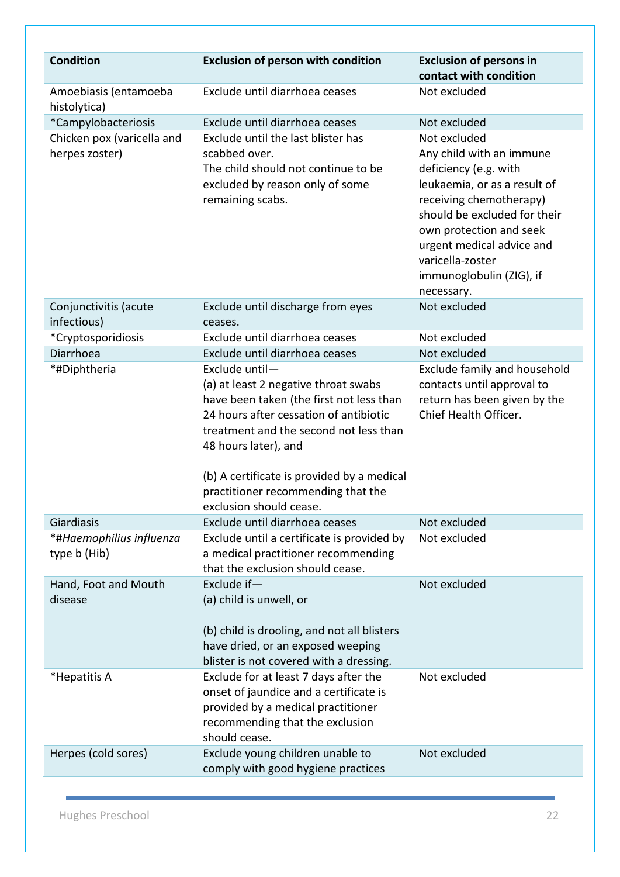| Condition | Exclusion of person with condition | Exclusion of persons in contact with condition |
|---|---|---|
| Amoebiasis (entamoeba histolytica) | Exclude until diarrhoea ceases | Not excluded |
| *Campylobacteriosis | Exclude until diarrhoea ceases | Not excluded |
| Chicken pox (varicella and herpes zoster) | Exclude until the last blister has scabbed over. The child should not continue to be excluded by reason only of some remaining scabs. | Not excluded Any child with an immune deficiency (e.g. with leukaemia, or as a result of receiving chemotherapy) should be excluded for their own protection and seek urgent medical advice and varicella-zoster immunoglobulin (ZIG), if necessary. |
| Conjunctivitis (acute infectious) | Exclude until discharge from eyes ceases. | Not excluded |
| *Cryptosporidiosis | Exclude until diarrhoea ceases | Not excluded |
| Diarrhoea | Exclude until diarrhoea ceases | Not excluded |
| *#Diphtheria | Exclude until— (a) at least 2 negative throat swabs have been taken (the first not less than 24 hours after cessation of antibiotic treatment and the second not less than 48 hours later), and (b) A certificate is provided by a medical practitioner recommending that the exclusion should cease. | Exclude family and household contacts until approval to return has been given by the Chief Health Officer. |
| Giardiasis | Exclude until diarrhoea ceases | Not excluded |
| *#*Haemophilius influenza* type b (Hib) | Exclude until a certificate is provided by a medical practitioner recommending that the exclusion should cease. | Not excluded |
| Hand, Foot and Mouth disease | Exclude if— (a) child is unwell, or (b) child is drooling, and not all blisters have dried, or an exposed weeping blister is not covered with a dressing. | Not excluded |
| *Hepatitis A | Exclude for at least 7 days after the onset of jaundice and a certificate is provided by a medical practitioner recommending that the exclusion should cease. | Not excluded |
| Herpes (cold sores) | Exclude young children unable to comply with good hygiene practices | Not excluded |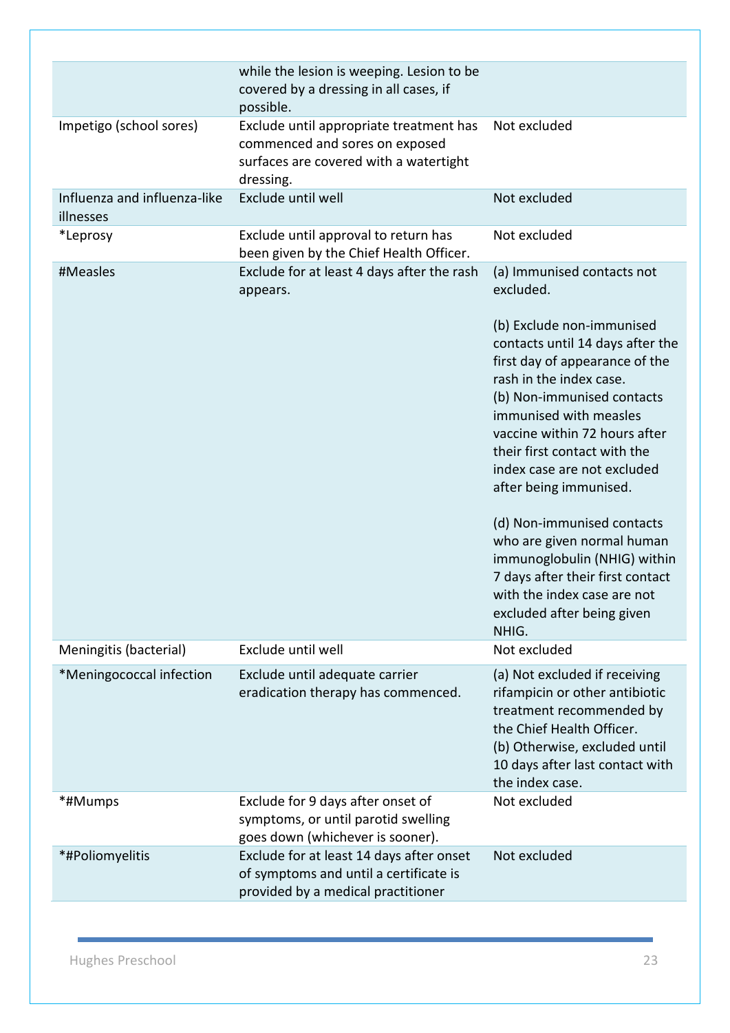| | | |
|---|---|---|
| | while the lesion is weeping. Lesion to be covered by a dressing in all cases, if possible. | |
| Impetigo (school sores) | Exclude until appropriate treatment has commenced and sores on exposed surfaces are covered with a watertight dressing. | Not excluded |
| Influenza and influenza-like illnesses | Exclude until well | Not excluded |
| *Leprosy | Exclude until approval to return has been given by the Chief Health Officer. | Not excluded |
| #Measles | Exclude for at least 4 days after the rash appears. | (a) Immunised contacts not excluded.<br><br>(b) Exclude non-immunised contacts until 14 days after the first day of appearance of the rash in the index case.<br>(b) Non-immunised contacts immunised with measles vaccine within 72 hours after their first contact with the index case are not excluded after being immunised.<br><br>(d) Non-immunised contacts who are given normal human immunoglobulin (NHIG) within 7 days after their first contact with the index case are not excluded after being given NHIG. |
| Meningitis (bacterial) | Exclude until well | Not excluded |
| *Meningococcal infection | Exclude until adequate carrier eradication therapy has commenced. | (a) Not excluded if receiving rifampicin or other antibiotic treatment recommended by the Chief Health Officer.<br>(b) Otherwise, excluded until 10 days after last contact with the index case. |
| *#Mumps | Exclude for 9 days after onset of symptoms, or until parotid swelling goes down (whichever is sooner). | Not excluded |
| *#Poliomyelitis | Exclude for at least 14 days after onset of symptoms and until a certificate is provided by a medical practitioner | Not excluded |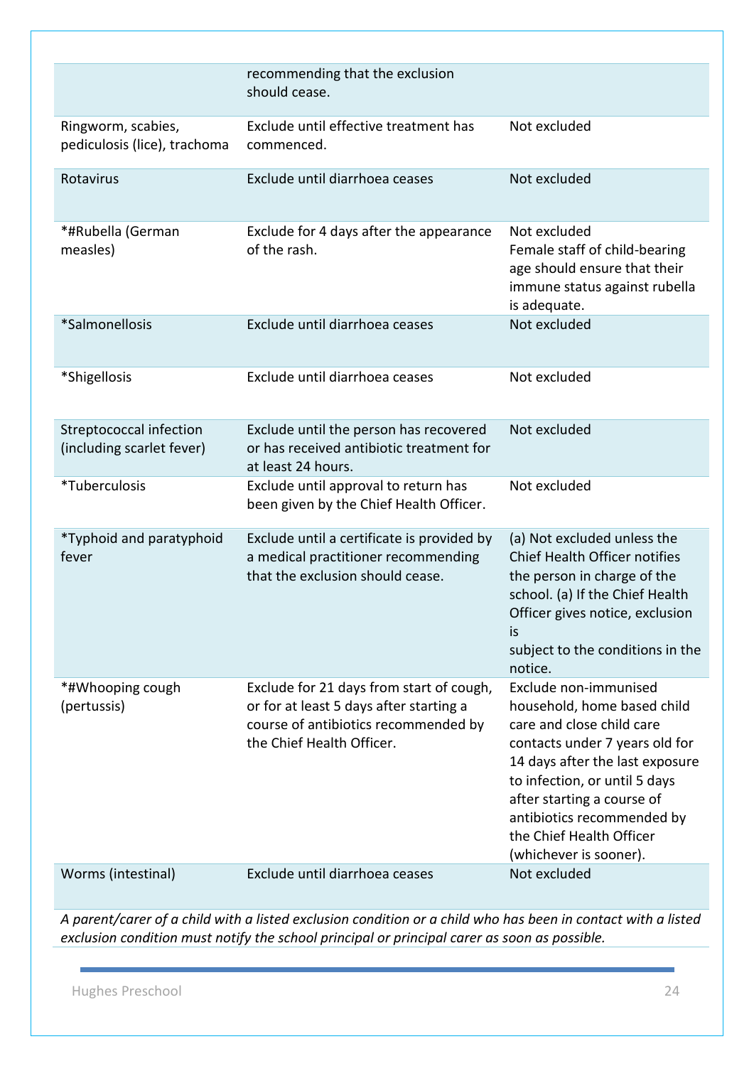| | | |
|---|---|---|
| | recommending that the exclusion should cease. | |
| Ringworm, scabies, pediculosis (lice), trachoma | Exclude until effective treatment has commenced. | Not excluded |
| Rotavirus | Exclude until diarrhoea ceases | Not excluded |
| *#Rubella (German measles) | Exclude for 4 days after the appearance of the rash. | Not excluded<br>Female staff of child-bearing age should ensure that their immune status against rubella is adequate. |
| *Salmonellosis | Exclude until diarrhoea ceases | Not excluded |
| *Shigellosis | Exclude until diarrhoea ceases | Not excluded |
| Streptococcal infection (including scarlet fever) | Exclude until the person has recovered or has received antibiotic treatment for at least 24 hours. | Not excluded |
| *Tuberculosis | Exclude until approval to return has been given by the Chief Health Officer. | Not excluded |
| *Typhoid and paratyphoid fever | Exclude until a certificate is provided by a medical practitioner recommending that the exclusion should cease. | (a) Not excluded unless the Chief Health Officer notifies the person in charge of the school. (a) If the Chief Health Officer gives notice, exclusion is subject to the conditions in the notice. |
| *#Whooping cough (pertussis) | Exclude for 21 days from start of cough, or for at least 5 days after starting a course of antibiotics recommended by the Chief Health Officer. | Exclude non-immunised household, home based child care and close child care contacts under 7 years old for 14 days after the last exposure to infection, or until 5 days after starting a course of antibiotics recommended by the Chief Health Officer (whichever is sooner). |
| Worms (intestinal) | Exclude until diarrhoea ceases | Not excluded |

*A parent/carer of a child with a listed exclusion condition or a child who has been in contact with a listed exclusion condition must notify the school principal or principal carer as soon as possible.*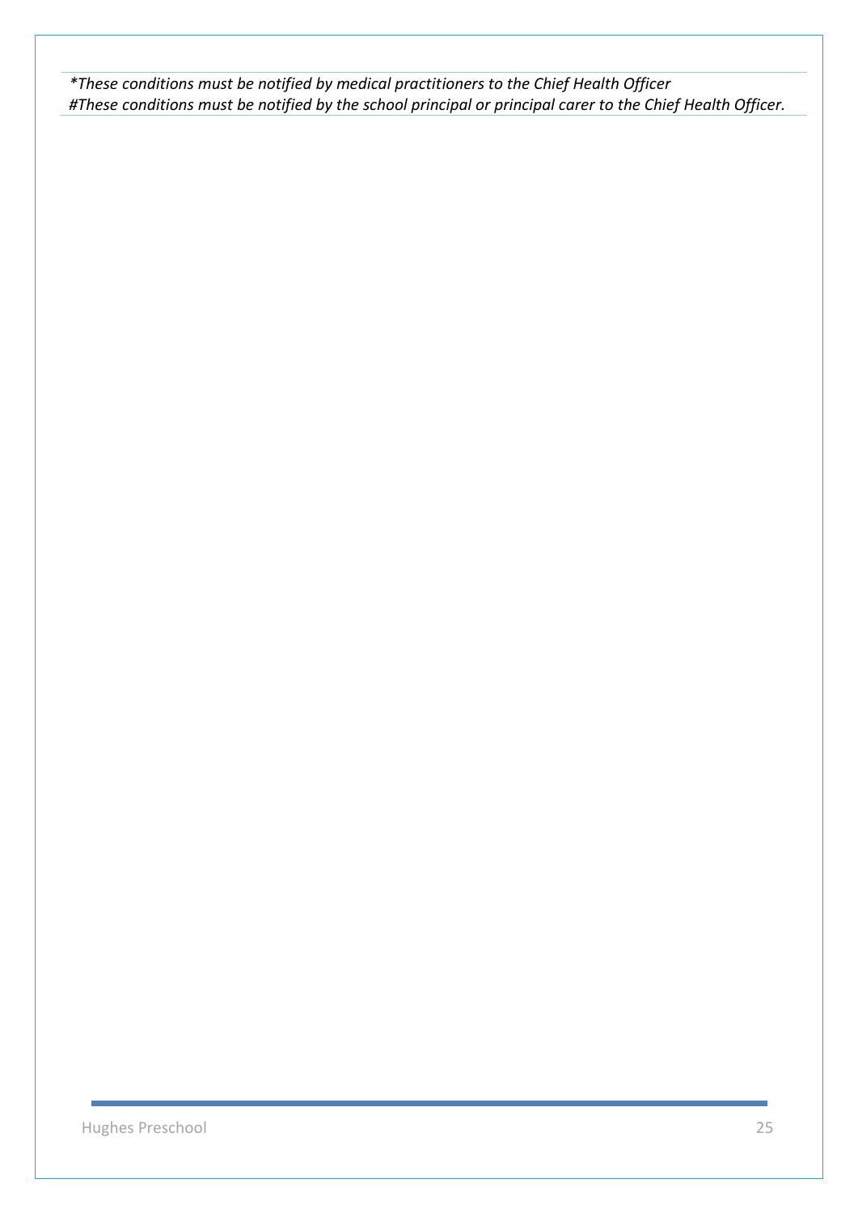*\*These conditions must be notified by medical practitioners to the Chief Health Officer*
*#These conditions must be notified by the school principal or principal carer to the Chief Health Officer.*